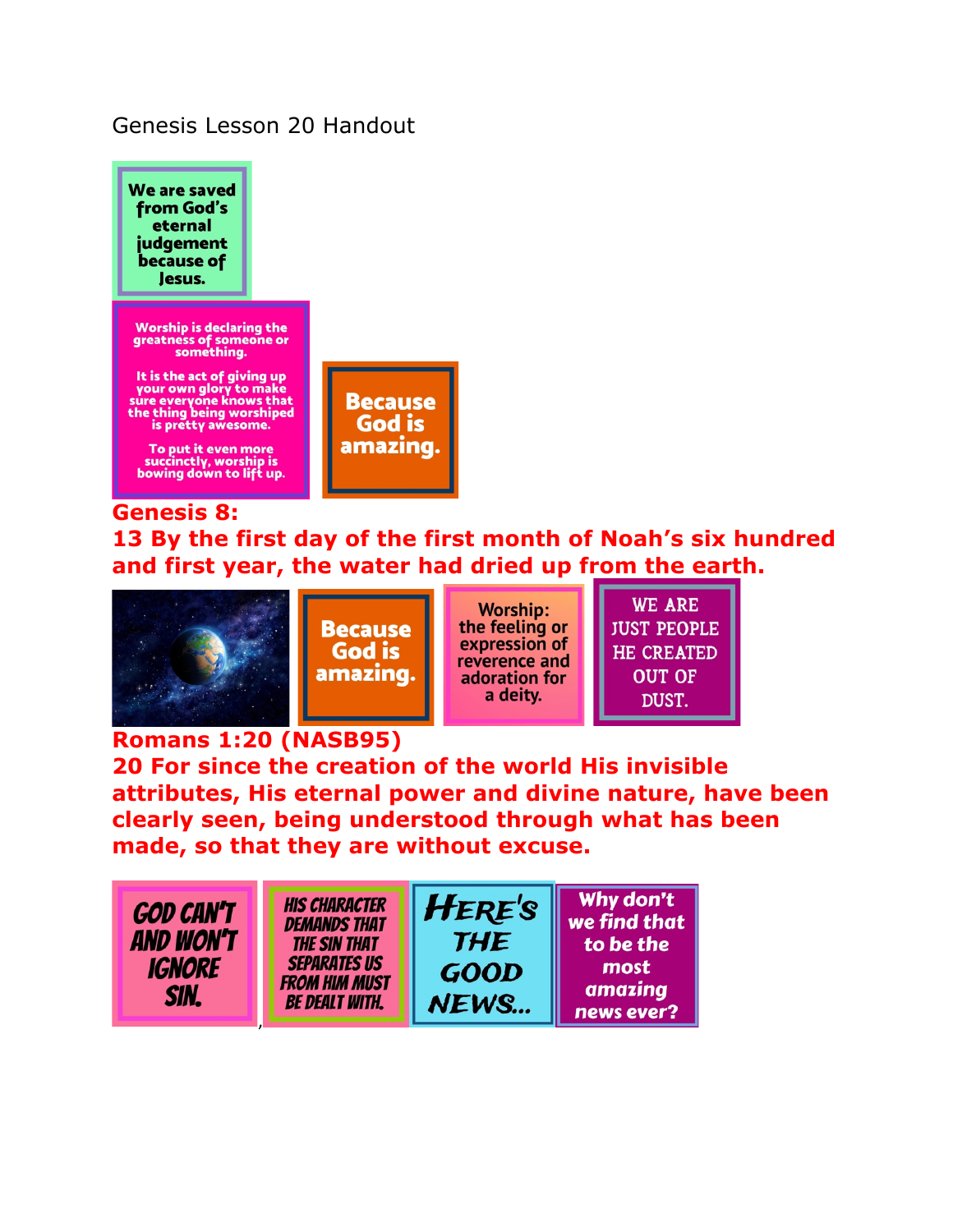Genesis Lesson 20 Handout

We are saved from God's eternal judgement because of Jesus.

Worship is declaring the greatness of someone or something.

It is the act of giving up your own glory to make sure everyone knows that the thing being worshiped is pretty awesome.

To put it even more succinctly, worship is bowing down to lift up.

Because God is amazing.

**Genesis 8:**

**13 By the first day of the first month of Noah's six hundred and first year, the water had dried up from the earth.**

Because God is amazing.

Worship: the feeling or expression of reverence and adoration for a deity.

WE ARE JUST PEOPLE HE CREATED OUT OF DUST.

**Romans 1:20 (NASB95)**

**20 For since the creation of the world His invisible attributes, His eternal power and divine nature, have been clearly seen, being understood through what has been made, so that they are without excuse.**

GOD CAN'T AND WON'T IGNORE SIN.

HIS CHARACTER DEMANDS THAT THE SIN THAT SEPARATES US FROM HIM MUST BE DEALT WITH.

HERE'S THE GOOD NEWS...

Why don't we find that to be the most amazing news ever?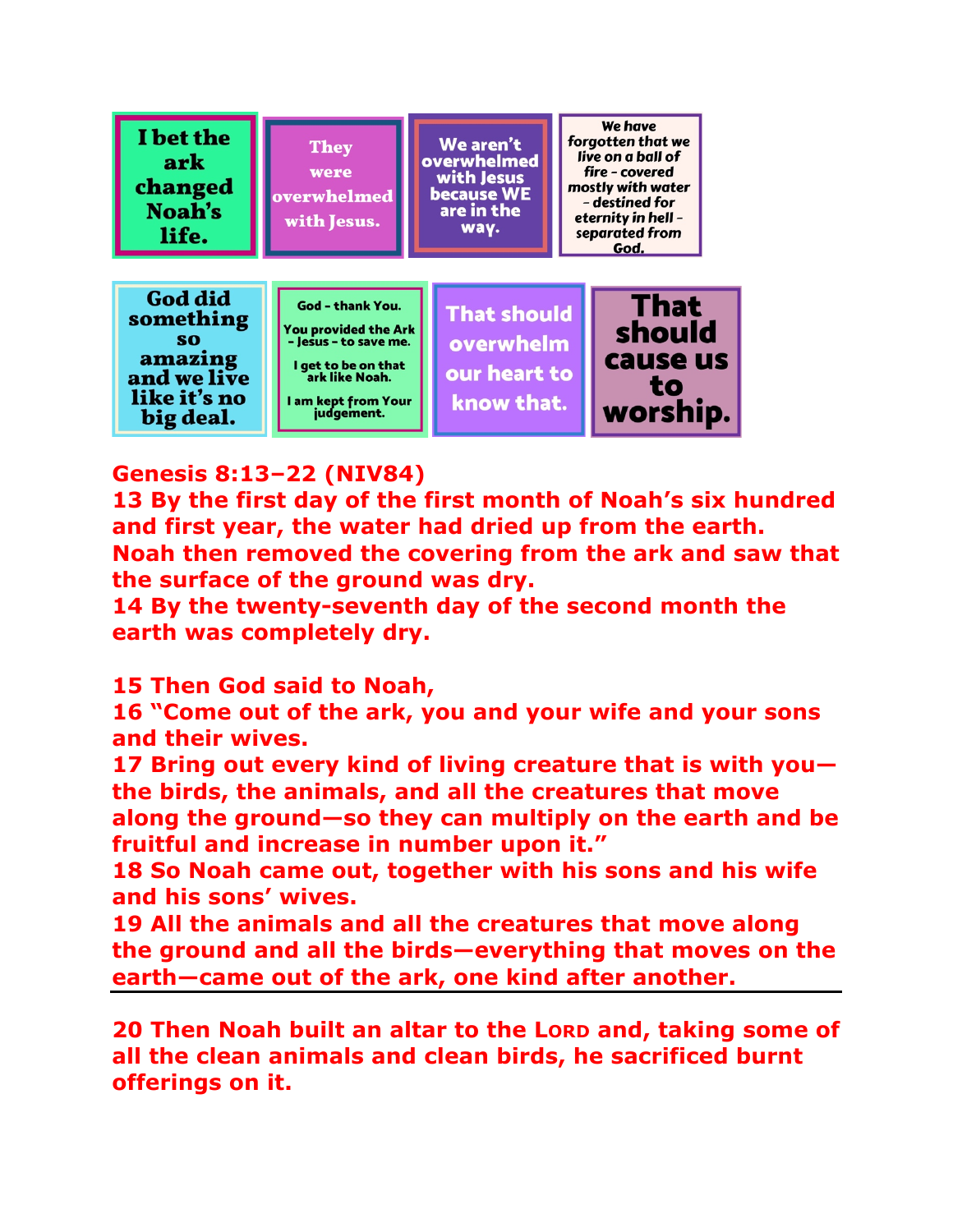I bet the ark changed Noah's life.

They were overwhelmed with Jesus.

We aren't overwhelmed with Jesus because WE are in the way.

*We have forgotten that we live on a ball of fire - covered mostly with water - destined for eternity in hell - separated from God.*

God did something so amazing and we live like it's no big deal.

God - thank You.

You provided the Ark - Jesus - to save me.

I get to be on that ark like Noah.

I am kept from Your judgement.

That should overwhelm our heart to know that.

That should cause us to worship.

**Genesis 8:13–22 (NIV84)**

**13 By the first day of the first month of Noah's six hundred and first year, the water had dried up from the earth. Noah then removed the covering from the ark and saw that the surface of the ground was dry.**

**14 By the twenty-seventh day of the second month the earth was completely dry.**

**15 Then God said to Noah,**

**16 "Come out of the ark, you and your wife and your sons and their wives.**

**17 Bring out every kind of living creature that is with you—the birds, the animals, and all the creatures that move along the ground—so they can multiply on the earth and be fruitful and increase in number upon it."**

**18 So Noah came out, together with his sons and his wife and his sons' wives.**

**19 All the animals and all the creatures that move along the ground and all the birds—everything that moves on the earth—came out of the ark, one kind after another.**

---

**20 Then Noah built an altar to the LORD and, taking some of all the clean animals and clean birds, he sacrificed burnt offerings on it.**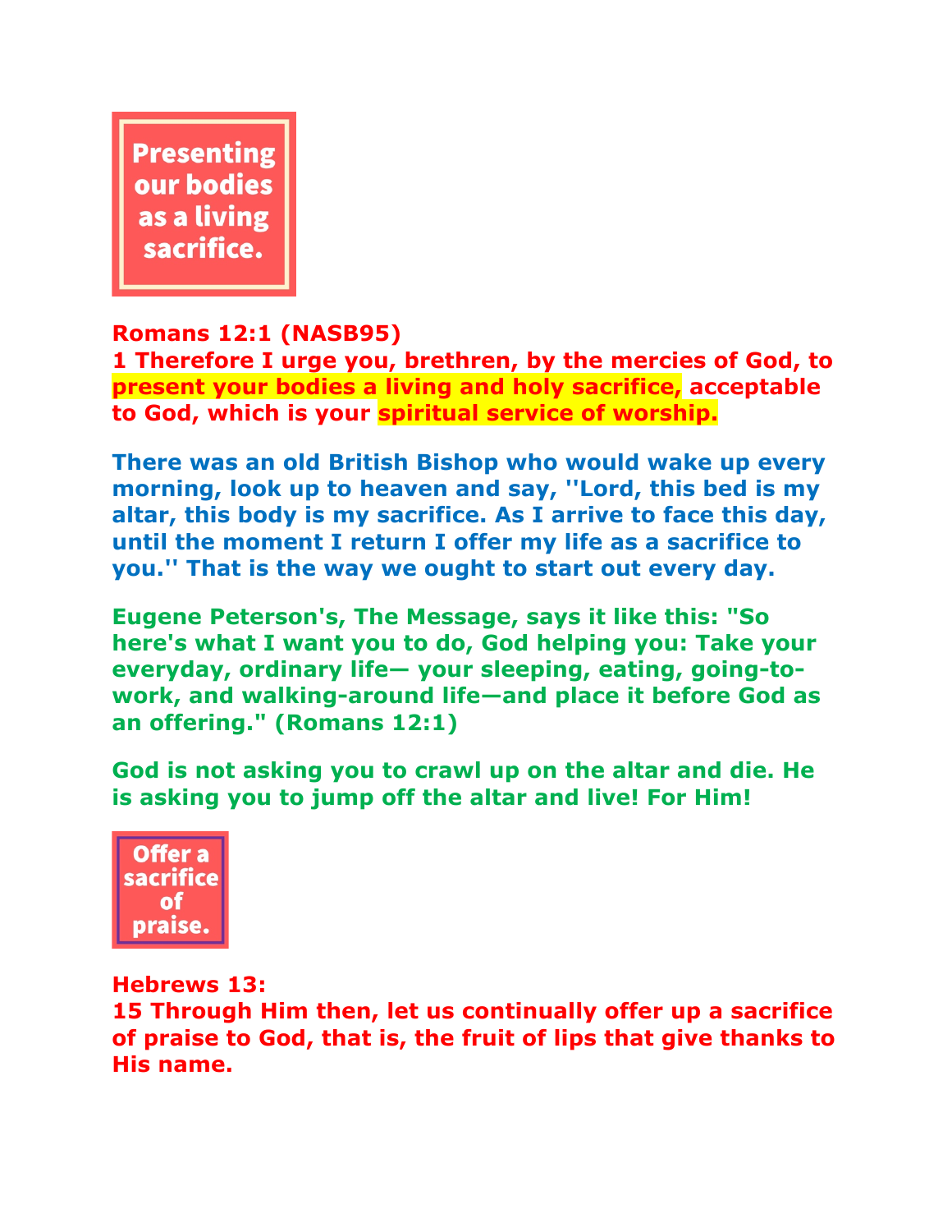**Presenting our bodies as a living sacrifice.**

**Romans 12:1 (NASB95)**
**1 Therefore I urge you, brethren, by the mercies of God, to present your bodies a living and holy sacrifice, acceptable to God, which is your spiritual service of worship.**

**There was an old British Bishop who would wake up every morning, look up to heaven and say, ''Lord, this bed is my altar, this body is my sacrifice. As I arrive to face this day, until the moment I return I offer my life as a sacrifice to you.'' That is the way we ought to start out every day.**

**Eugene Peterson's, The Message, says it like this: "So here's what I want you to do, God helping you: Take your everyday, ordinary life— your sleeping, eating, going-to-work, and walking-around life—and place it before God as an offering." (Romans 12:1)**

**God is not asking you to crawl up on the altar and die. He is asking you to jump off the altar and live! For Him!**

**Offer a sacrifice of praise.**

**Hebrews 13:**
**15 Through Him then, let us continually offer up a sacrifice of praise to God, that is, the fruit of lips that give thanks to His name.**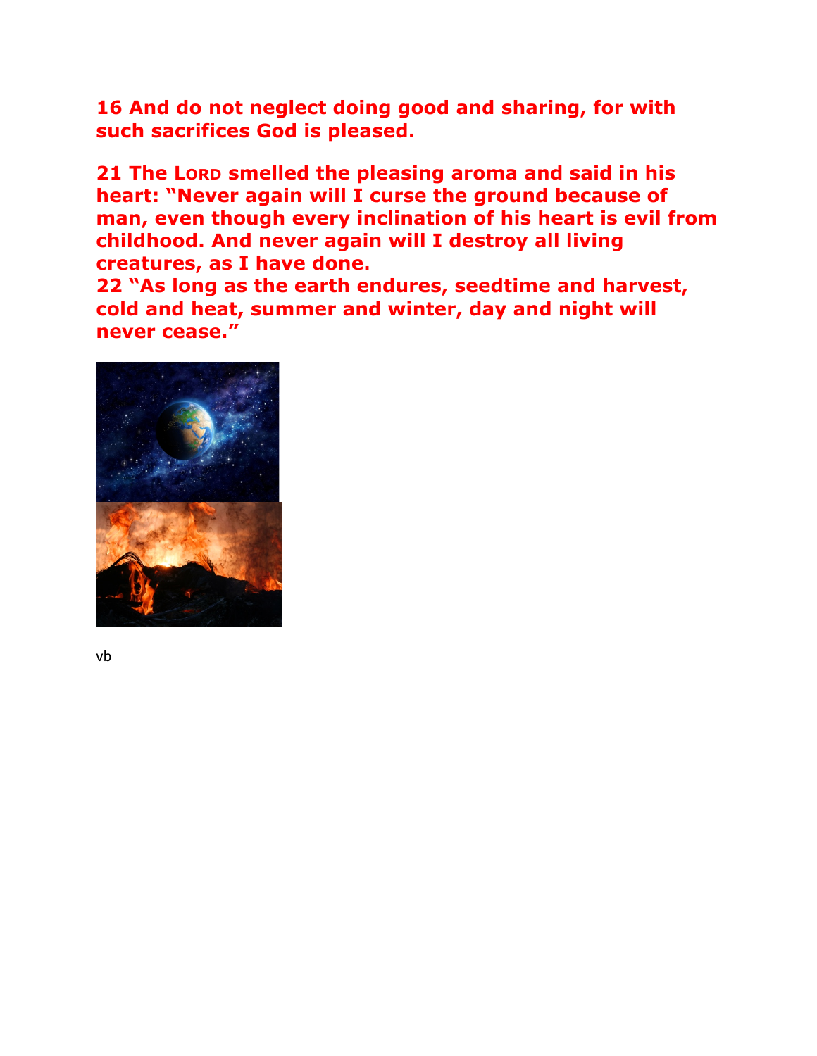**16 And do not neglect doing good and sharing, for with such sacrifices God is pleased.**

**21 The LORD smelled the pleasing aroma and said in his heart: "Never again will I curse the ground because of man, even though every inclination of his heart is evil from childhood. And never again will I destroy all living creatures, as I have done.**
**22 "As long as the earth endures, seedtime and harvest, cold and heat, summer and winter, day and night will never cease."**

vb